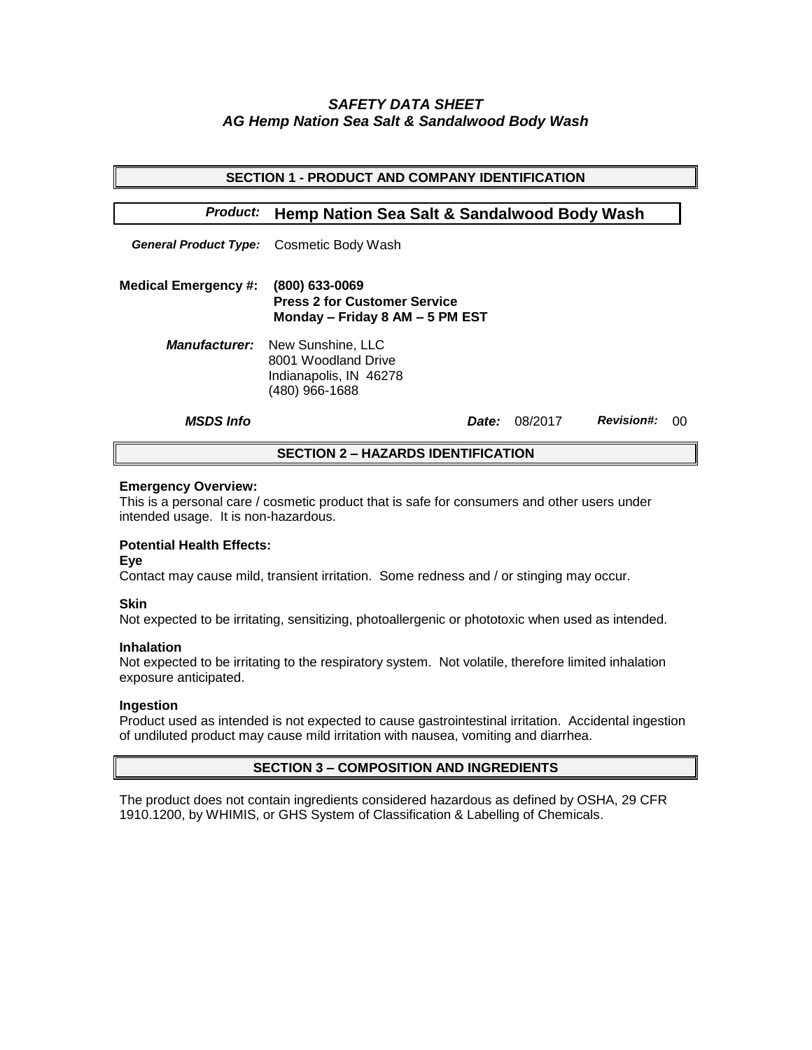# *SAFETY DATA SHEET*
# *AG Hemp Nation Sea Salt & Sandalwood Body Wash*

## SECTION 1 - PRODUCT AND COMPANY IDENTIFICATION

***Product:*** **Hemp Nation Sea Salt & Sandalwood Body Wash**

***General Product Type:*** Cosmetic Body Wash

**Medical Emergency #:** **(800) 633-0069**
**Press 2 for Customer Service**
**Monday – Friday 8 AM – 5 PM EST**

***Manufacturer:*** New Sunshine, LLC
8001 Woodland Drive
Indianapolis, IN 46278
(480) 966-1688

***MSDS Info*** ***Date:*** 08/2017 ***Revision#:*** 00

## SECTION 2 – HAZARDS IDENTIFICATION

**Emergency Overview:**
This is a personal care / cosmetic product that is safe for consumers and other users under intended usage. It is non-hazardous.

**Potential Health Effects:**

**Eye**
Contact may cause mild, transient irritation. Some redness and / or stinging may occur.

**Skin**
Not expected to be irritating, sensitizing, photoallergenic or phototoxic when used as intended.

**Inhalation**
Not expected to be irritating to the respiratory system. Not volatile, therefore limited inhalation exposure anticipated.

**Ingestion**
Product used as intended is not expected to cause gastrointestinal irritation. Accidental ingestion of undiluted product may cause mild irritation with nausea, vomiting and diarrhea.

## SECTION 3 – COMPOSITION AND INGREDIENTS

The product does not contain ingredients considered hazardous as defined by OSHA, 29 CFR 1910.1200, by WHIMIS, or GHS System of Classification & Labelling of Chemicals.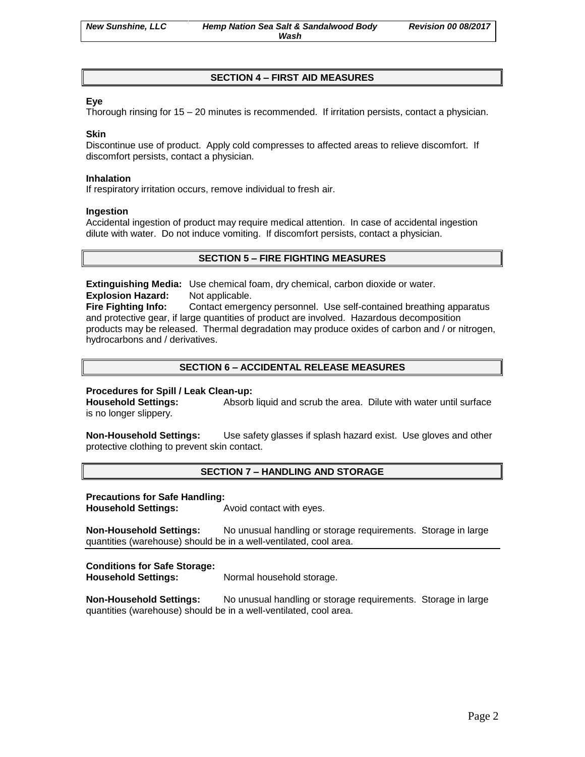## SECTION 4 – FIRST AID MEASURES

**Eye**

Thorough rinsing for 15 – 20 minutes is recommended. If irritation persists, contact a physician.

**Skin**

Discontinue use of product. Apply cold compresses to affected areas to relieve discomfort. If discomfort persists, contact a physician.

**Inhalation**

If respiratory irritation occurs, remove individual to fresh air.

**Ingestion**

Accidental ingestion of product may require medical attention. In case of accidental ingestion dilute with water. Do not induce vomiting. If discomfort persists, contact a physician.

## SECTION 5 – FIRE FIGHTING MEASURES

**Extinguishing Media:** Use chemical foam, dry chemical, carbon dioxide or water.

**Explosion Hazard:** Not applicable.

**Fire Fighting Info:** Contact emergency personnel. Use self-contained breathing apparatus and protective gear, if large quantities of product are involved. Hazardous decomposition products may be released. Thermal degradation may produce oxides of carbon and / or nitrogen, hydrocarbons and / derivatives.

## SECTION 6 – ACCIDENTAL RELEASE MEASURES

**Procedures for Spill / Leak Clean-up:**

**Household Settings:** Absorb liquid and scrub the area. Dilute with water until surface is no longer slippery.

**Non-Household Settings:** Use safety glasses if splash hazard exist. Use gloves and other protective clothing to prevent skin contact.

## SECTION 7 – HANDLING AND STORAGE

**Precautions for Safe Handling:**

**Household Settings:** Avoid contact with eyes.

**Non-Household Settings:** No unusual handling or storage requirements. Storage in large quantities (warehouse) should be in a well-ventilated, cool area.

**Conditions for Safe Storage:**

**Household Settings:** Normal household storage.

**Non-Household Settings:** No unusual handling or storage requirements. Storage in large quantities (warehouse) should be in a well-ventilated, cool area.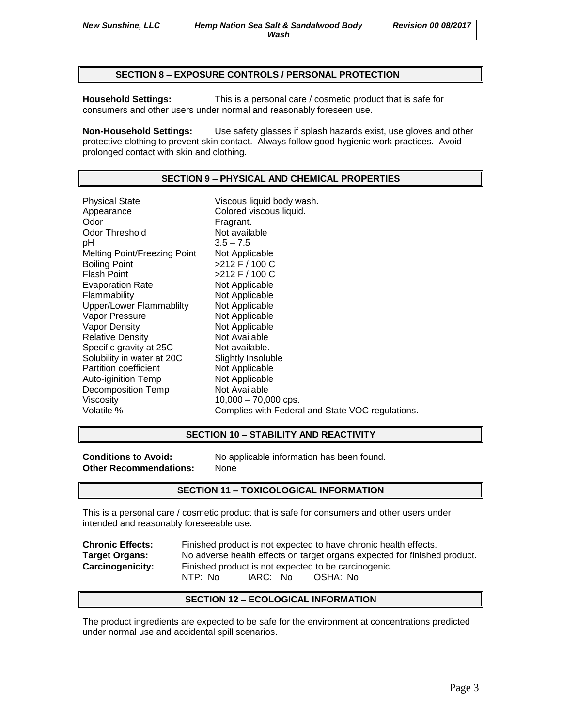## SECTION 8 – EXPOSURE CONTROLS / PERSONAL PROTECTION

**Household Settings:** This is a personal care / cosmetic product that is safe for consumers and other users under normal and reasonably foreseen use.

**Non-Household Settings:** Use safety glasses if splash hazards exist, use gloves and other protective clothing to prevent skin contact. Always follow good hygienic work practices. Avoid prolonged contact with skin and clothing.

## SECTION 9 – PHYSICAL AND CHEMICAL PROPERTIES

| | |
|---|---|
| Physical State | Viscous liquid body wash. |
| Appearance | Colored viscous liquid. |
| Odor | Fragrant. |
| Odor Threshold | Not available |
| pH | 3.5 – 7.5 |
| Melting Point/Freezing Point | Not Applicable |
| Boiling Point | >212 F / 100 C |
| Flash Point | >212 F / 100 C |
| Evaporation Rate | Not Applicable |
| Flammability | Not Applicable |
| Upper/Lower Flammablilty | Not Applicable |
| Vapor Pressure | Not Applicable |
| Vapor Density | Not Applicable |
| Relative Density | Not Available |
| Specific gravity at 25C | Not available. |
| Solubility in water at 20C | Slightly Insoluble |
| Partition coefficient | Not Applicable |
| Auto-iginition Temp | Not Applicable |
| Decomposition Temp | Not Available |
| Viscosity | 10,000 – 70,000 cps. |
| Volatile % | Complies with Federal and State VOC regulations. |

## SECTION 10 – STABILITY AND REACTIVITY

**Conditions to Avoid:** No applicable information has been found.
**Other Recommendations:** None

## SECTION 11 – TOXICOLOGICAL INFORMATION

This is a personal care / cosmetic product that is safe for consumers and other users under intended and reasonably foreseeable use.

**Chronic Effects:** Finished product is not expected to have chronic health effects.
**Target Organs:** No adverse health effects on target organs expected for finished product.
**Carcinogenicity:** Finished product is not expected to be carcinogenic.
NTP: No IARC: No OSHA: No

## SECTION 12 – ECOLOGICAL INFORMATION

The product ingredients are expected to be safe for the environment at concentrations predicted under normal use and accidental spill scenarios.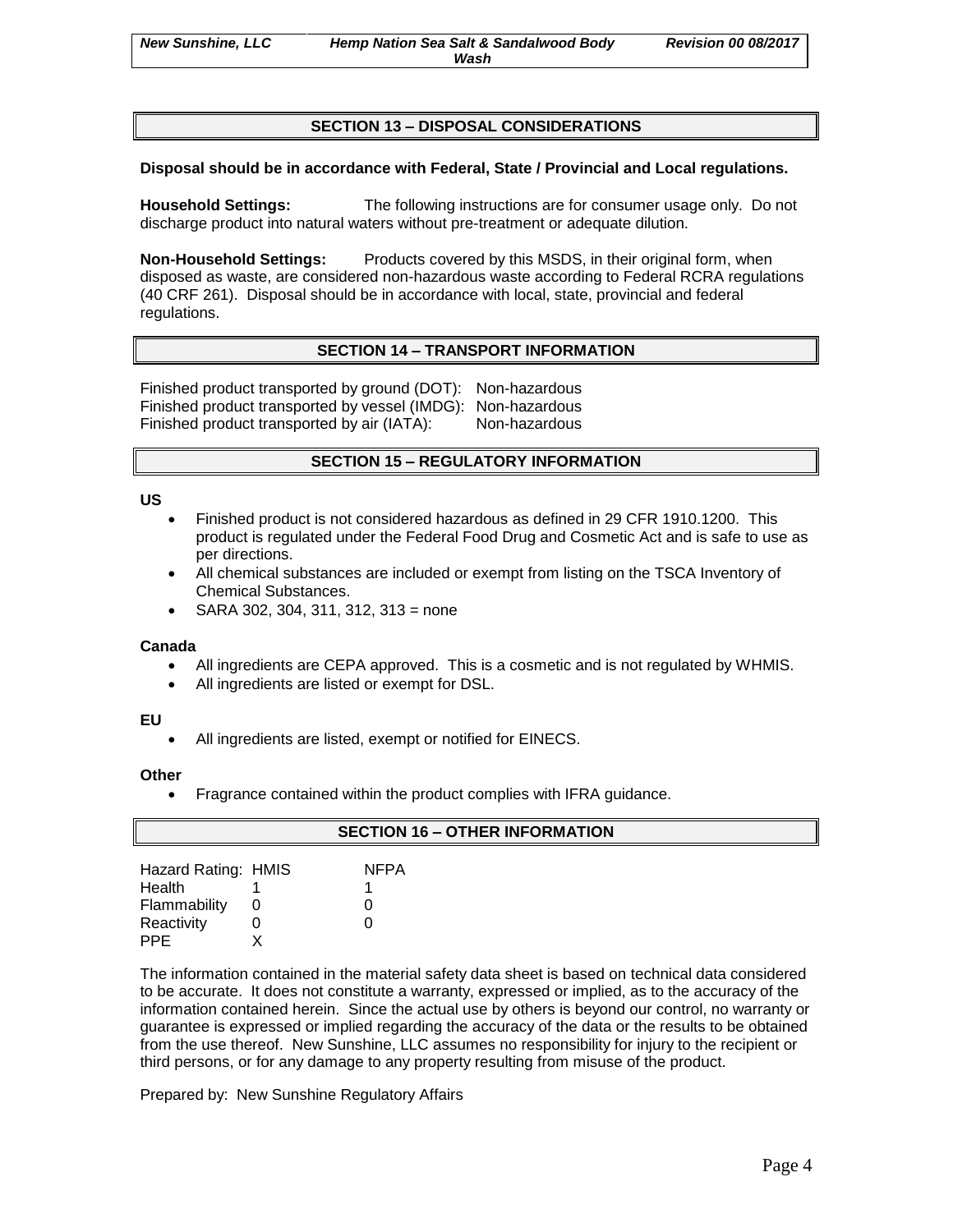## SECTION 13 – DISPOSAL CONSIDERATIONS

**Disposal should be in accordance with Federal, State / Provincial and Local regulations.**

**Household Settings:** The following instructions are for consumer usage only. Do not discharge product into natural waters without pre-treatment or adequate dilution.

**Non-Household Settings:** Products covered by this MSDS, in their original form, when disposed as waste, are considered non-hazardous waste according to Federal RCRA regulations (40 CRF 261). Disposal should be in accordance with local, state, provincial and federal regulations.

## SECTION 14 – TRANSPORT INFORMATION

| | |
|---|---|
| Finished product transported by ground (DOT): | Non-hazardous |
| Finished product transported by vessel (IMDG): | Non-hazardous |
| Finished product transported by air (IATA): | Non-hazardous |

## SECTION 15 – REGULATORY INFORMATION

**US**

- Finished product is not considered hazardous as defined in 29 CFR 1910.1200. This product is regulated under the Federal Food Drug and Cosmetic Act and is safe to use as per directions.
- All chemical substances are included or exempt from listing on the TSCA Inventory of Chemical Substances.
- SARA 302, 304, 311, 312, 313 = none

**Canada**

- All ingredients are CEPA approved. This is a cosmetic and is not regulated by WHMIS.
- All ingredients are listed or exempt for DSL.

**EU**

- All ingredients are listed, exempt or notified for EINECS.

**Other**

- Fragrance contained within the product complies with IFRA guidance.

## SECTION 16 – OTHER INFORMATION

| Hazard Rating: | HMIS | NFPA |
|---|---|---|
| Health | 1 | 1 |
| Flammability | 0 | 0 |
| Reactivity | 0 | 0 |
| PPE | X | |

The information contained in the material safety data sheet is based on technical data considered to be accurate. It does not constitute a warranty, expressed or implied, as to the accuracy of the information contained herein. Since the actual use by others is beyond our control, no warranty or guarantee is expressed or implied regarding the accuracy of the data or the results to be obtained from the use thereof. New Sunshine, LLC assumes no responsibility for injury to the recipient or third persons, or for any damage to any property resulting from misuse of the product.

Prepared by: New Sunshine Regulatory Affairs